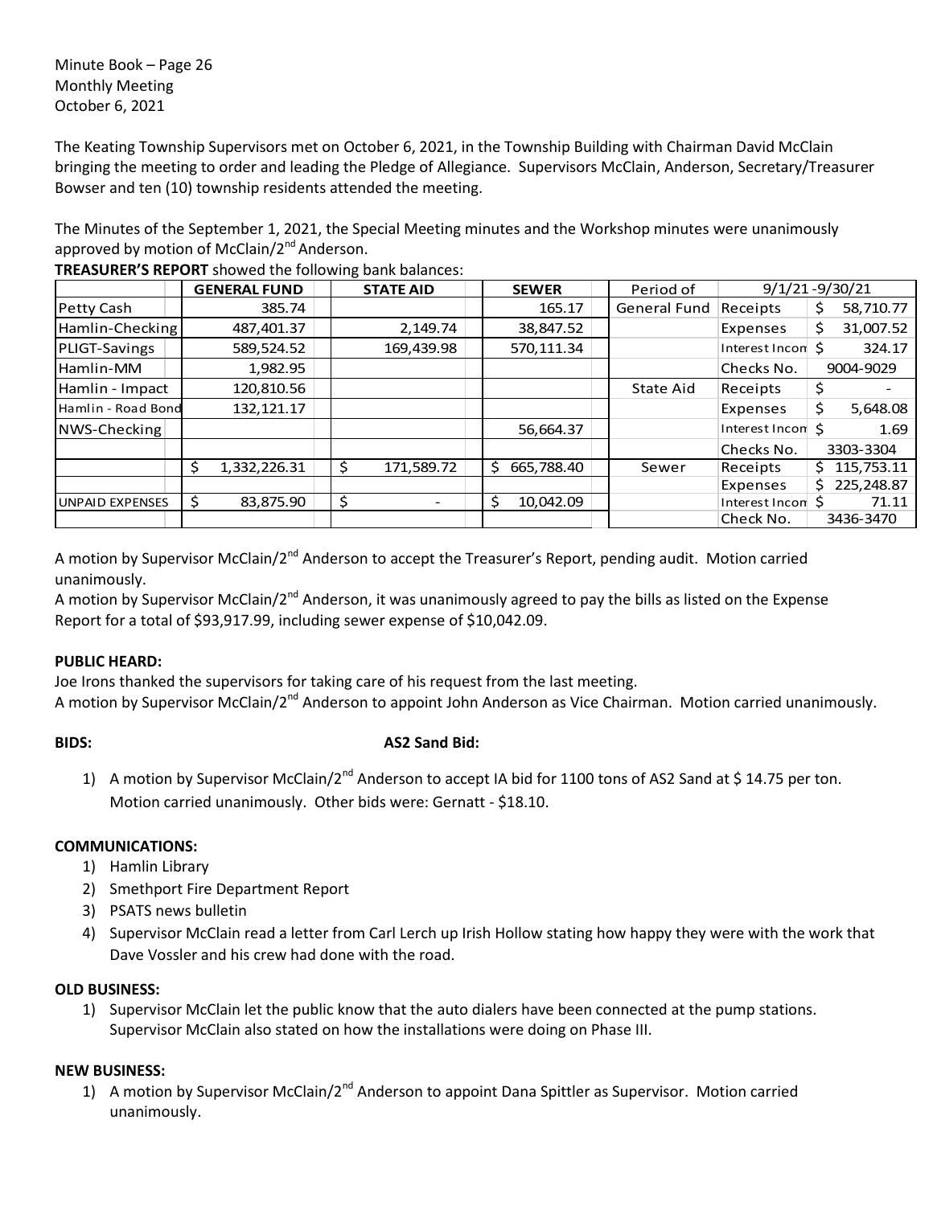Minute Book – Page 26
Monthly Meeting
October 6, 2021

The Keating Township Supervisors met on October 6, 2021, in the Township Building with Chairman David McClain bringing the meeting to order and leading the Pledge of Allegiance. Supervisors McClain, Anderson, Secretary/Treasurer Bowser and ten (10) township residents attended the meeting.

The Minutes of the September 1, 2021, the Special Meeting minutes and the Workshop minutes were unanimously approved by motion of McClain/2nd Anderson.

**TREASURER'S REPORT** showed the following bank balances:

| | GENERAL FUND | STATE AID | SEWER | Period of | 9/1/21 -9/30/21 | |
|---|---|---|---|---|---|---|
| Petty Cash | 385.74 | | 165.17 | General Fund | Receipts | $ 58,710.77 |
| Hamlin-Checking | 487,401.37 | 2,149.74 | 38,847.52 | | Expenses | $ 31,007.52 |
| PLIGT-Savings | 589,524.52 | 169,439.98 | 570,111.34 | | Interest Incom | $ 324.17 |
| Hamlin-MM | 1,982.95 | | | | Checks No. | 9004-9029 |
| Hamlin - Impact | 120,810.56 | | | State Aid | Receipts | $ - |
| Hamlin - Road Bond | 132,121.17 | | | | Expenses | $ 5,648.08 |
| NWS-Checking | | | 56,664.37 | | Interest Incom | $ 1.69 |
| | | | | | Checks No. | 3303-3304 |
| | $ 1,332,226.31 | $ 171,589.72 | $ 665,788.40 | Sewer | Receipts | $ 115,753.11 |
| | | | | | Expenses | $ 225,248.87 |
| UNPAID EXPENSES | $ 83,875.90 | $ - | $ 10,042.09 | | Interest Incom | $ 71.11 |
| | | | | | Check No. | 3436-3470 |

A motion by Supervisor McClain/2nd Anderson to accept the Treasurer's Report, pending audit. Motion carried unanimously.
A motion by Supervisor McClain/2nd Anderson, it was unanimously agreed to pay the bills as listed on the Expense Report for a total of $93,917.99, including sewer expense of $10,042.09.

**PUBLIC HEARD:**
Joe Irons thanked the supervisors for taking care of his request from the last meeting.
A motion by Supervisor McClain/2nd Anderson to appoint John Anderson as Vice Chairman. Motion carried unanimously.

**BIDS:** **AS2 Sand Bid:**

1) A motion by Supervisor McClain/2nd Anderson to accept IA bid for 1100 tons of AS2 Sand at $ 14.75 per ton. Motion carried unanimously. Other bids were: Gernatt - $18.10.

**COMMUNICATIONS:**
1) Hamlin Library
2) Smethport Fire Department Report
3) PSATS news bulletin
4) Supervisor McClain read a letter from Carl Lerch up Irish Hollow stating how happy they were with the work that Dave Vossler and his crew had done with the road.

**OLD BUSINESS:**
1) Supervisor McClain let the public know that the auto dialers have been connected at the pump stations. Supervisor McClain also stated on how the installations were doing on Phase III.

**NEW BUSINESS:**
1) A motion by Supervisor McClain/2nd Anderson to appoint Dana Spittler as Supervisor. Motion carried unanimously.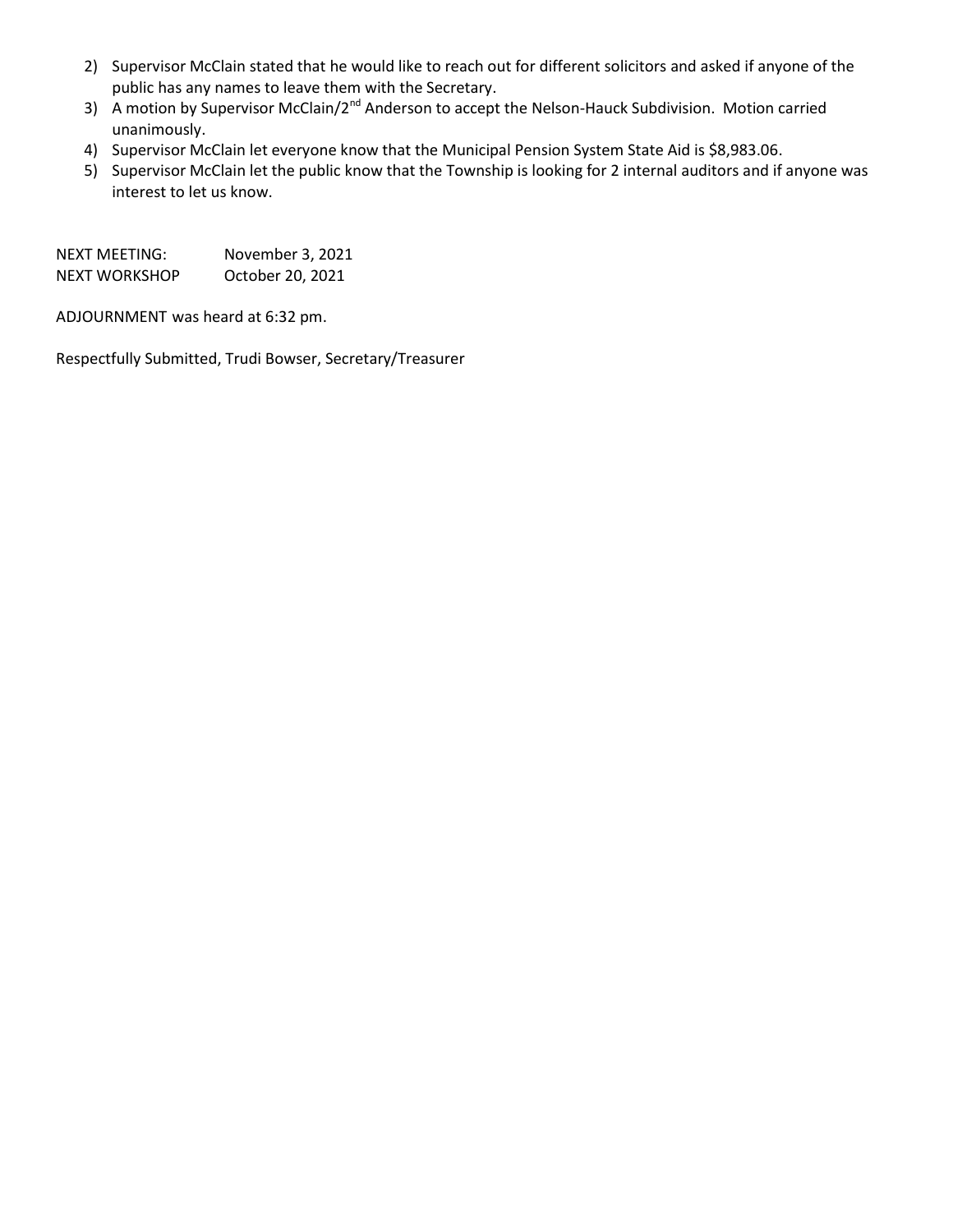2) Supervisor McClain stated that he would like to reach out for different solicitors and asked if anyone of the public has any names to leave them with the Secretary.
3) A motion by Supervisor McClain/2nd Anderson to accept the Nelson-Hauck Subdivision. Motion carried unanimously.
4) Supervisor McClain let everyone know that the Municipal Pension System State Aid is $8,983.06.
5) Supervisor McClain let the public know that the Township is looking for 2 internal auditors and if anyone was interest to let us know.

NEXT MEETING: November 3, 2021
NEXT WORKSHOP October 20, 2021

ADJOURNMENT was heard at 6:32 pm.

Respectfully Submitted, Trudi Bowser, Secretary/Treasurer